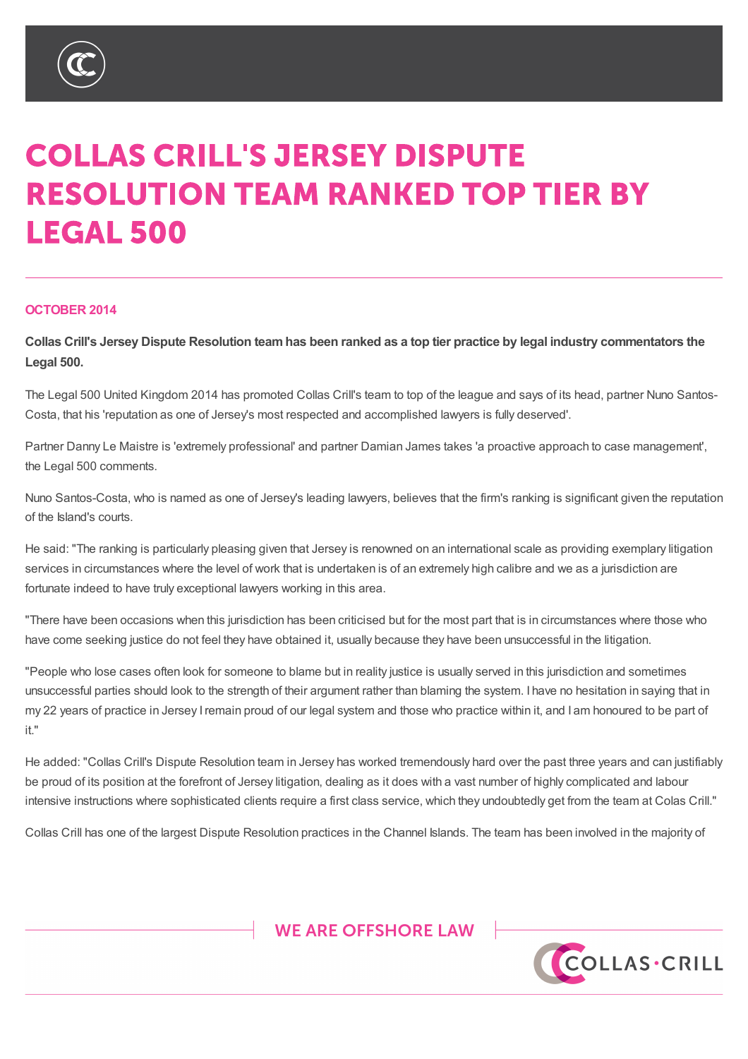# COLLAS CRILL'S JERSEY DISPUTE RESOLUTION TEAM RANKED TOP TIER BY LEGAL 500

**OCTOBER 2014**

**Collas Crill's Jersey Dispute Resolution team has been ranked as a top tier practice by legal industry commentators the Legal 500.**

The Legal 500 United Kingdom 2014 has promoted Collas Crill's team to top of the league and says of its head, partner Nuno Santos-Costa, that his 'reputation as one of Jersey's most respected and accomplished lawyers is fully deserved'.

Partner Danny Le Maistre is 'extremely professional' and partner Damian James takes 'a proactive approach to case management', the Legal 500 comments.

Nuno Santos-Costa, who is named as one of Jersey's leading lawyers, believes that the firm's ranking is significant given the reputation of the Island's courts.

He said: "The ranking is particularly pleasing given that Jersey is renowned on an international scale as providing exemplary litigation services in circumstances where the level of work that is undertaken is of an extremely high calibre and we as a jurisdiction are fortunate indeed to have truly exceptional lawyers working in this area.

"There have been occasions when this jurisdiction has been criticised but for the most part that is in circumstances where those who have come seeking justice do not feel they have obtained it, usually because they have been unsuccessful in the litigation.

"People who lose cases often look for someone to blame but in reality justice is usually served in this jurisdiction and sometimes unsuccessful parties should look to the strength of their argument rather than blaming the system. I have no hesitation in saying that in my 22 years of practice in Jersey I remain proud of our legal system and those who practice within it, and I am honoured to be part of it."

He added: "Collas Crill's Dispute Resolution team in Jersey has worked tremendously hard over the past three years and can justifiably be proud of its position at the forefront of Jersey litigation, dealing as it does with a vast number of highly complicated and labour intensive instructions where sophisticated clients require a first class service, which they undoubtedly get from the team at Colas Crill."

Collas Crill has one of the largest Dispute Resolution practices in the Channel Islands. The team has been involved in the majority of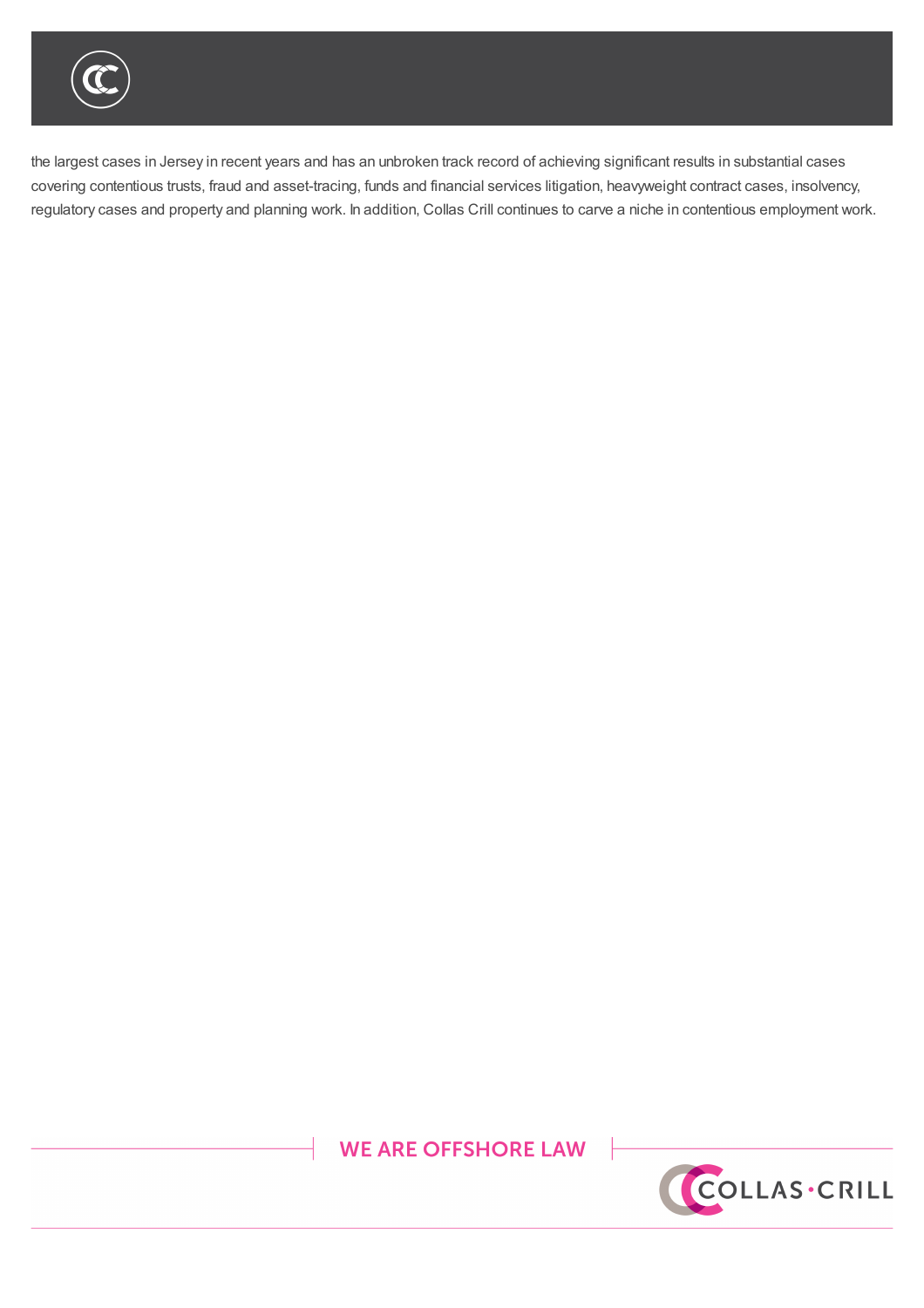the largest cases in Jersey in recent years and has an unbroken track record of achieving significant results in substantial cases covering contentious trusts, fraud and asset-tracing, funds and financial services litigation, heavyweight contract cases, insolvency, regulatory cases and property and planning work. In addition, Collas Crill continues to carve a niche in contentious employment work.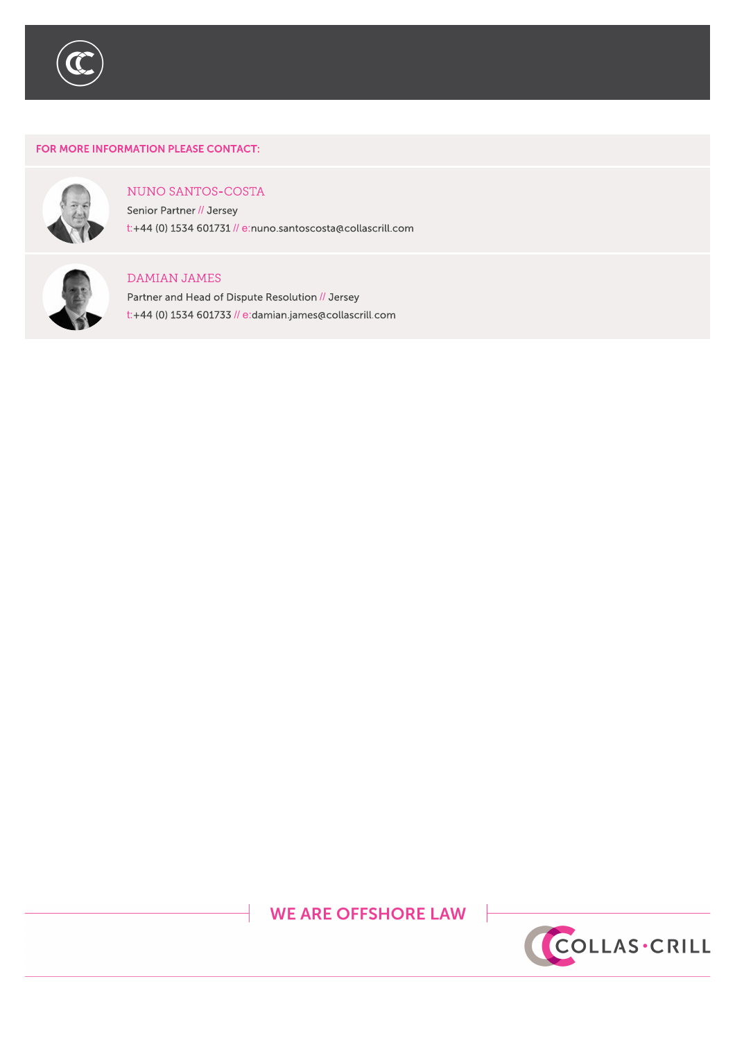FOR MORE INFORMATION PLEASE CONTACT:

NUNO SANTOS-COSTA

Senior Partner // Jersey

t:+44 (0) 1534 601731 // e:nuno.santoscosta@collascrill.com

DAMIAN JAMES

Partner and Head of Dispute Resolution // Jersey

t:+44 (0) 1534 601733 // e:damian.james@collascrill.com

WE ARE OFFSHORE LAW

COLLAS·CRILL